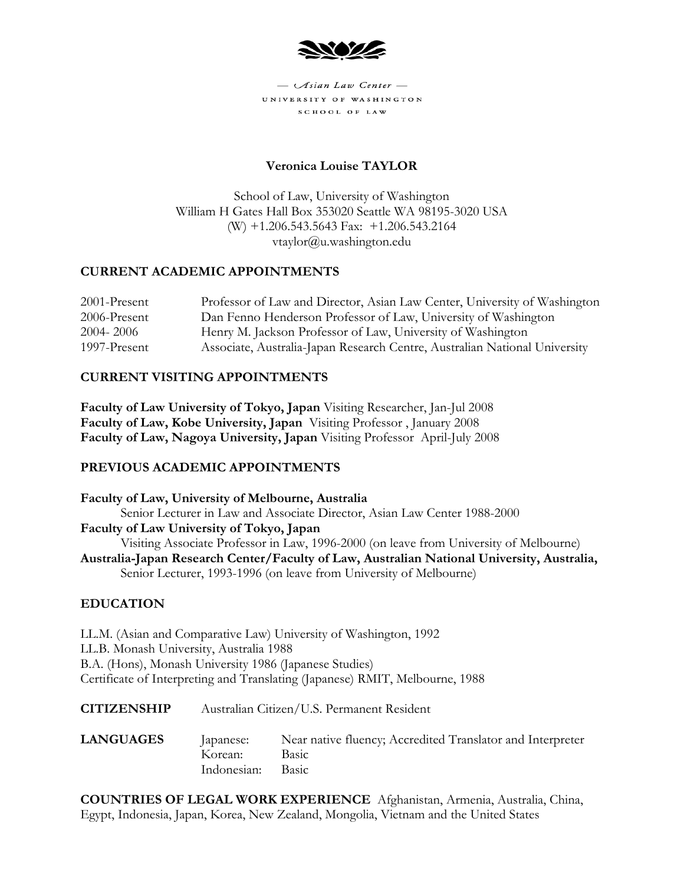— *Asian Law Center* —
UNIVERSITY OF WASHINGTON
SCHOOL OF LAW

**Veronica Louise TAYLOR**

School of Law, University of Washington
William H Gates Hall Box 353020 Seattle WA 98195-3020 USA
(W) +1.206.543.5643 Fax: +1.206.543.2164
vtaylor@u.washington.edu

## CURRENT ACADEMIC APPOINTMENTS

| | |
|---|---|
| 2001-Present | Professor of Law and Director, Asian Law Center, University of Washington |
| 2006-Present | Dan Fenno Henderson Professor of Law, University of Washington |
| 2004- 2006 | Henry M. Jackson Professor of Law, University of Washington |
| 1997-Present | Associate, Australia-Japan Research Centre, Australian National University |

## CURRENT VISITING APPOINTMENTS

**Faculty of Law University of Tokyo, Japan** Visiting Researcher, Jan-Jul 2008
**Faculty of Law, Kobe University, Japan** Visiting Professor , January 2008
**Faculty of Law, Nagoya University, Japan** Visiting Professor April-July 2008

## PREVIOUS ACADEMIC APPOINTMENTS

**Faculty of Law, University of Melbourne, Australia**
Senior Lecturer in Law and Associate Director, Asian Law Center 1988-2000
**Faculty of Law University of Tokyo, Japan**
Visiting Associate Professor in Law, 1996-2000 (on leave from University of Melbourne)
**Australia-Japan Research Center/Faculty of Law, Australian National University, Australia,**
Senior Lecturer, 1993-1996 (on leave from University of Melbourne)

## EDUCATION

LL.M. (Asian and Comparative Law) University of Washington, 1992
LL.B. Monash University, Australia 1988
B.A. (Hons), Monash University 1986 (Japanese Studies)
Certificate of Interpreting and Translating (Japanese) RMIT, Melbourne, 1988

**CITIZENSHIP** Australian Citizen/U.S. Permanent Resident

**LANGUAGES**

| | |
|---|---|
| Japanese: | Near native fluency; Accredited Translator and Interpreter |
| Korean: | Basic |
| Indonesian: | Basic |

**COUNTRIES OF LEGAL WORK EXPERIENCE** Afghanistan, Armenia, Australia, China, Egypt, Indonesia, Japan, Korea, New Zealand, Mongolia, Vietnam and the United States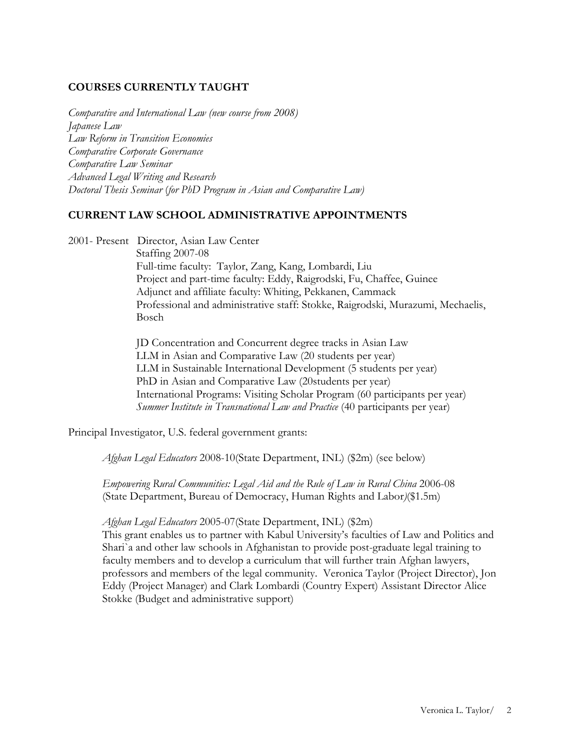## COURSES CURRENTLY TAUGHT

*Comparative and International Law (new course from 2008)*
*Japanese Law*
*Law Reform in Transition Economies*
*Comparative Corporate Governance*
*Comparative Law Seminar*
*Advanced Legal Writing and Research*
*Doctoral Thesis Seminar (for PhD Program in Asian and Comparative Law)*

## CURRENT LAW SCHOOL ADMINISTRATIVE APPOINTMENTS

2001- Present Director, Asian Law Center
Staffing 2007-08
Full-time faculty: Taylor, Zang, Kang, Lombardi, Liu
Project and part-time faculty: Eddy, Raigrodski, Fu, Chaffee, Guinee
Adjunct and affiliate faculty: Whiting, Pekkanen, Cammack
Professional and administrative staff: Stokke, Raigrodski, Murazumi, Mechaelis, Bosch

JD Concentration and Concurrent degree tracks in Asian Law
LLM in Asian and Comparative Law (20 students per year)
LLM in Sustainable International Development (5 students per year)
PhD in Asian and Comparative Law (20students per year)
International Programs: Visiting Scholar Program (60 participants per year)
*Summer Institute in Transnational Law and Practice* (40 participants per year)

Principal Investigator, U.S. federal government grants:

*Afghan Legal Educators* 2008-10(State Department, INL) ($2m) (see below)

*Empowering Rural Communities: Legal Aid and the Rule of Law in Rural China* 2006-08 (State Department, Bureau of Democracy, Human Rights and Labor)($1.5m)

*Afghan Legal Educators* 2005-07(State Department, INL) ($2m)
This grant enables us to partner with Kabul University's faculties of Law and Politics and Shari`a and other law schools in Afghanistan to provide post-graduate legal training to faculty members and to develop a curriculum that will further train Afghan lawyers, professors and members of the legal community. Veronica Taylor (Project Director), Jon Eddy (Project Manager) and Clark Lombardi (Country Expert) Assistant Director Alice Stokke (Budget and administrative support)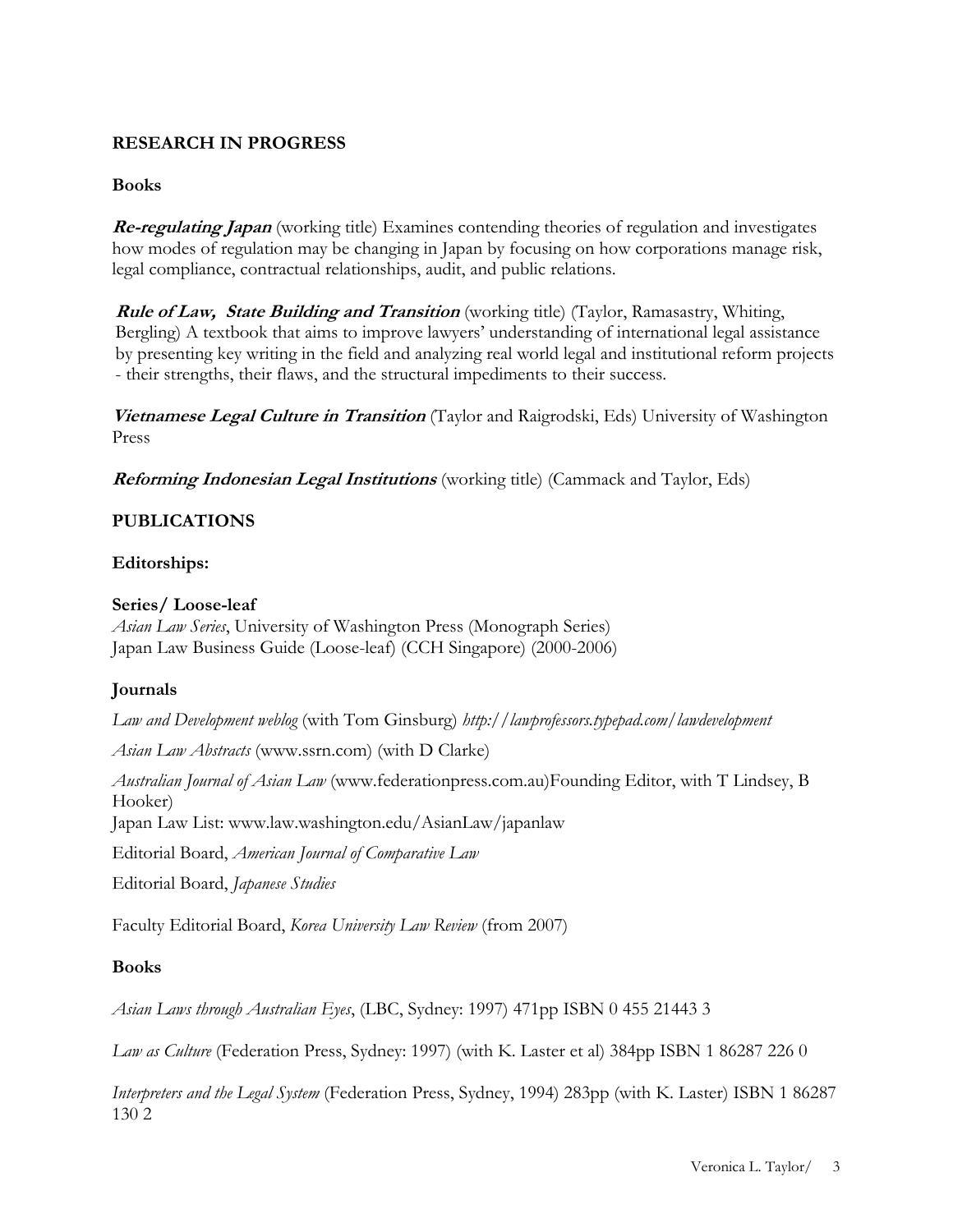## RESEARCH IN PROGRESS

### Books

***Re-regulating Japan*** (working title) Examines contending theories of regulation and investigates how modes of regulation may be changing in Japan by focusing on how corporations manage risk, legal compliance, contractual relationships, audit, and public relations.

***Rule of Law, State Building and Transition*** (working title) (Taylor, Ramasastry, Whiting, Bergling) A textbook that aims to improve lawyers' understanding of international legal assistance by presenting key writing in the field and analyzing real world legal and institutional reform projects - their strengths, their flaws, and the structural impediments to their success.

***Vietnamese Legal Culture in Transition*** (Taylor and Raigrodski, Eds) University of Washington Press

***Reforming Indonesian Legal Institutions*** (working title) (Cammack and Taylor, Eds)

## PUBLICATIONS

### Editorships:

#### Series/ Loose-leaf

*Asian Law Series*, University of Washington Press (Monograph Series)
Japan Law Business Guide (Loose-leaf) (CCH Singapore) (2000-2006)

#### Journals

*Law and Development weblog* (with Tom Ginsburg) *http://lawprofessors.typepad.com/lawdevelopment*

*Asian Law Abstracts* (www.ssrn.com) (with D Clarke)

*Australian Journal of Asian Law* (www.federationpress.com.au)Founding Editor, with T Lindsey, B Hooker)
Japan Law List: www.law.washington.edu/AsianLaw/japanlaw

Editorial Board, *American Journal of Comparative Law*

Editorial Board, *Japanese Studies*

Faculty Editorial Board, *Korea University Law Review* (from 2007)

### Books

*Asian Laws through Australian Eyes*, (LBC, Sydney: 1997) 471pp ISBN 0 455 21443 3

*Law as Culture* (Federation Press, Sydney: 1997) (with K. Laster et al) 384pp ISBN 1 86287 226 0

*Interpreters and the Legal System* (Federation Press, Sydney, 1994) 283pp (with K. Laster) ISBN 1 86287 130 2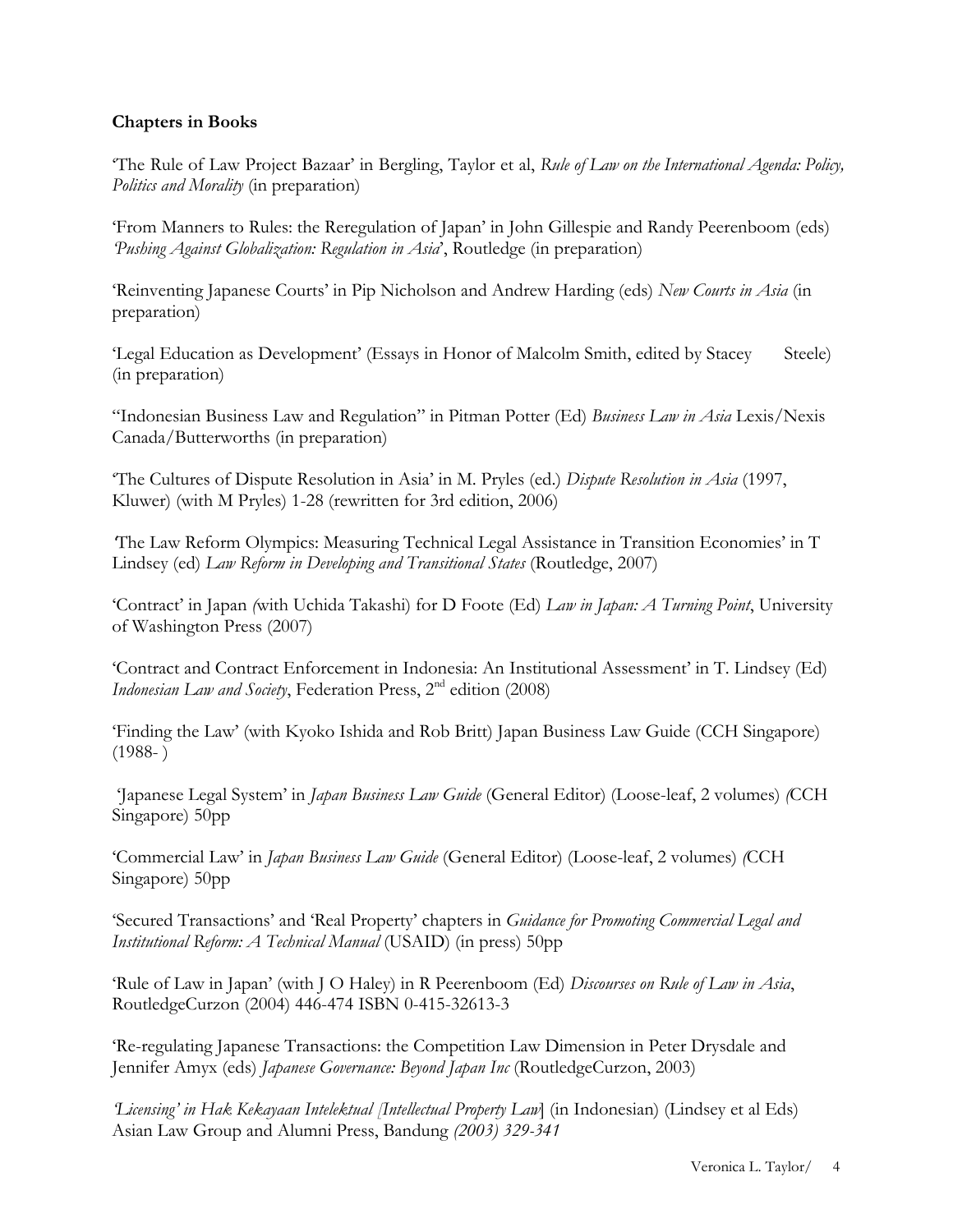**Chapters in Books**

'The Rule of Law Project Bazaar' in Bergling, Taylor et al, *Rule of Law on the International Agenda: Policy, Politics and Morality* (in preparation)

'From Manners to Rules: the Reregulation of Japan' in John Gillespie and Randy Peerenboom (eds) *'Pushing Against Globalization: Regulation in Asia*', Routledge (in preparation)

'Reinventing Japanese Courts' in Pip Nicholson and Andrew Harding (eds) *New Courts in Asia* (in preparation)

'Legal Education as Development' (Essays in Honor of Malcolm Smith, edited by Stacey Steele) (in preparation)

"Indonesian Business Law and Regulation" in Pitman Potter (Ed) *Business Law in Asia* Lexis/Nexis Canada/Butterworths (in preparation)

'The Cultures of Dispute Resolution in Asia' in M. Pryles (ed.) *Dispute Resolution in Asia* (1997, Kluwer) (with M Pryles) 1-28 (rewritten for 3rd edition, 2006)

*'*The Law Reform Olympics: Measuring Technical Legal Assistance in Transition Economies' in T Lindsey (ed) *Law Reform in Developing and Transitional States* (Routledge, 2007)

'Contract' in Japan *(*with Uchida Takashi) for D Foote (Ed) *Law in Japan: A Turning Point*, University of Washington Press (2007)

'Contract and Contract Enforcement in Indonesia: An Institutional Assessment' in T. Lindsey (Ed) *Indonesian Law and Society*, Federation Press, 2nd edition (2008)

'Finding the Law' (with Kyoko Ishida and Rob Britt) Japan Business Law Guide (CCH Singapore) (1988- )

'Japanese Legal System' in *Japan Business Law Guide* (General Editor) (Loose-leaf, 2 volumes) *(*CCH Singapore) 50pp

'Commercial Law' in *Japan Business Law Guide* (General Editor) (Loose-leaf, 2 volumes) *(*CCH Singapore) 50pp

'Secured Transactions' and 'Real Property' chapters in *Guidance for Promoting Commercial Legal and Institutional Reform: A Technical Manual* (USAID) (in press) 50pp

'Rule of Law in Japan' (with J O Haley) in R Peerenboom (Ed) *Discourses on Rule of Law in Asia*, RoutledgeCurzon (2004) 446-474 ISBN 0-415-32613-3

'Re-regulating Japanese Transactions: the Competition Law Dimension in Peter Drysdale and Jennifer Amyx (eds) *Japanese Governance: Beyond Japan Inc* (RoutledgeCurzon, 2003)

*'Licensing' in Hak Kekayaan Intelektual [Intellectual Property Law*] (in Indonesian) (Lindsey et al Eds) Asian Law Group and Alumni Press, Bandung *(2003) 329-341*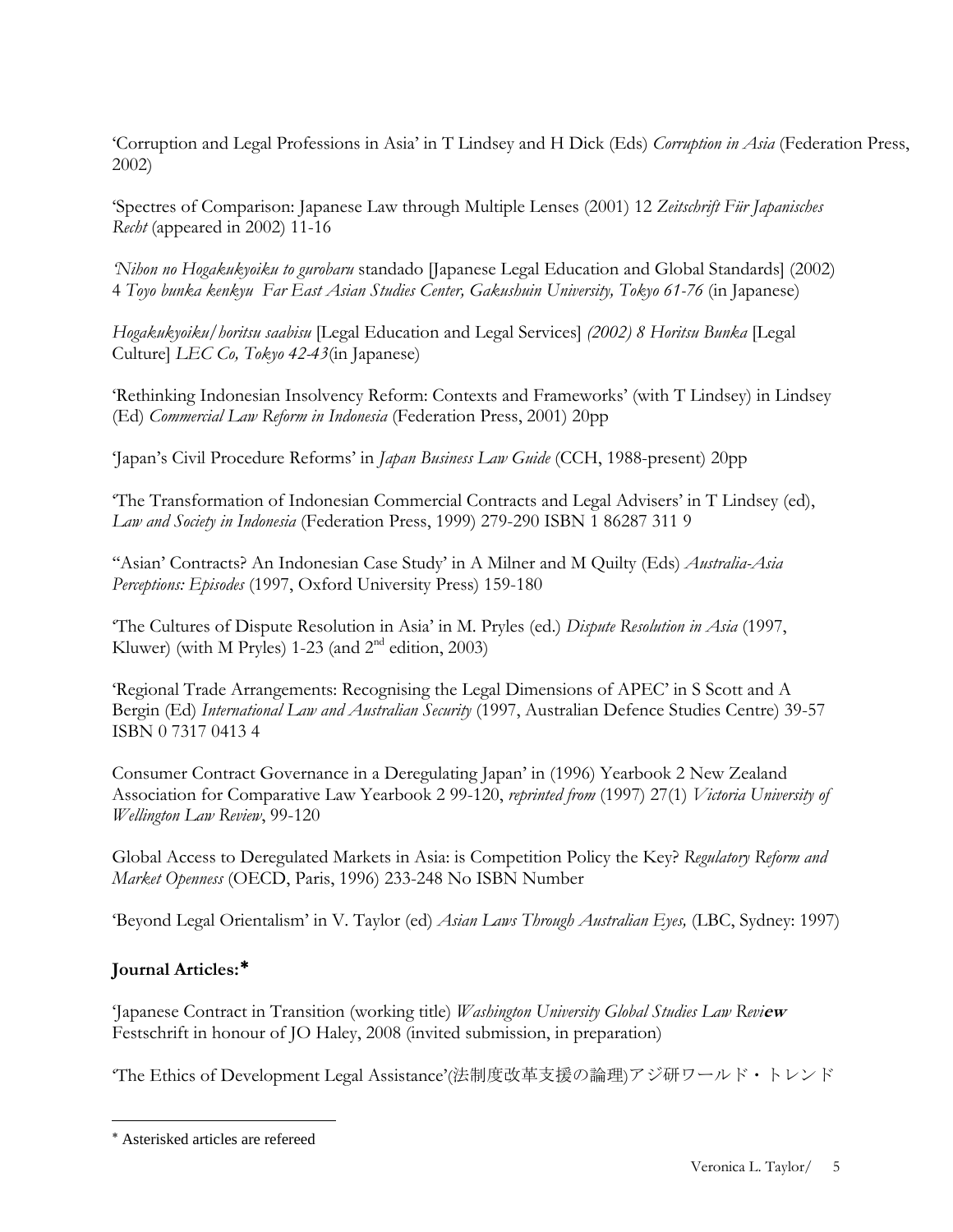'Corruption and Legal Professions in Asia' in T Lindsey and H Dick (Eds) *Corruption in Asia* (Federation Press, 2002)

'Spectres of Comparison: Japanese Law through Multiple Lenses (2001) 12 *Zeitschrift Für Japanisches Recht* (appeared in 2002) 11-16

*'Nihon no Hogakukyoiku to gurobaru* standado [Japanese Legal Education and Global Standards] (2002) 4 *Toyo bunka kenkyu Far East Asian Studies Center, Gakushuin University, Tokyo 61-76* (in Japanese)

*Hogakukyoiku/horitsu saabisu* [Legal Education and Legal Services] *(2002) 8 Horitsu Bunka* [Legal Culture] *LEC Co, Tokyo 42-43*(in Japanese)

'Rethinking Indonesian Insolvency Reform: Contexts and Frameworks' (with T Lindsey) in Lindsey (Ed) *Commercial Law Reform in Indonesia* (Federation Press, 2001) 20pp

'Japan's Civil Procedure Reforms' in *Japan Business Law Guide* (CCH, 1988-present) 20pp

'The Transformation of Indonesian Commercial Contracts and Legal Advisers' in T Lindsey (ed), *Law and Society in Indonesia* (Federation Press, 1999) 279-290 ISBN 1 86287 311 9

''Asian' Contracts? An Indonesian Case Study' in A Milner and M Quilty (Eds) *Australia-Asia Perceptions: Episodes* (1997, Oxford University Press) 159-180

'The Cultures of Dispute Resolution in Asia' in M. Pryles (ed.) *Dispute Resolution in Asia* (1997, Kluwer) (with M Pryles) 1-23 (and 2nd edition, 2003)

'Regional Trade Arrangements: Recognising the Legal Dimensions of APEC' in S Scott and A Bergin (Ed) *International Law and Australian Security* (1997, Australian Defence Studies Centre) 39-57 ISBN 0 7317 0413 4

Consumer Contract Governance in a Deregulating Japan' in (1996) Yearbook 2 New Zealand Association for Comparative Law Yearbook 2 99-120, *reprinted from* (1997) 27(1) *Victoria University of Wellington Law Review*, 99-120

Global Access to Deregulated Markets in Asia: is Competition Policy the Key? *Regulatory Reform and Market Openness* (OECD, Paris, 1996) 233-248 No ISBN Number

'Beyond Legal Orientalism' in V. Taylor (ed) *Asian Laws Through Australian Eyes,* (LBC, Sydney: 1997)

## Journal Articles:*

'Japanese Contract in Transition (working title) *Washington University Global Studies Law Review* Festschrift in honour of JO Haley, 2008 (invited submission, in preparation)

'The Ethics of Development Legal Assistance'(法制度改革支援の論理)アジ研ワールド・トレンド

---

* Asterisked articles are refereed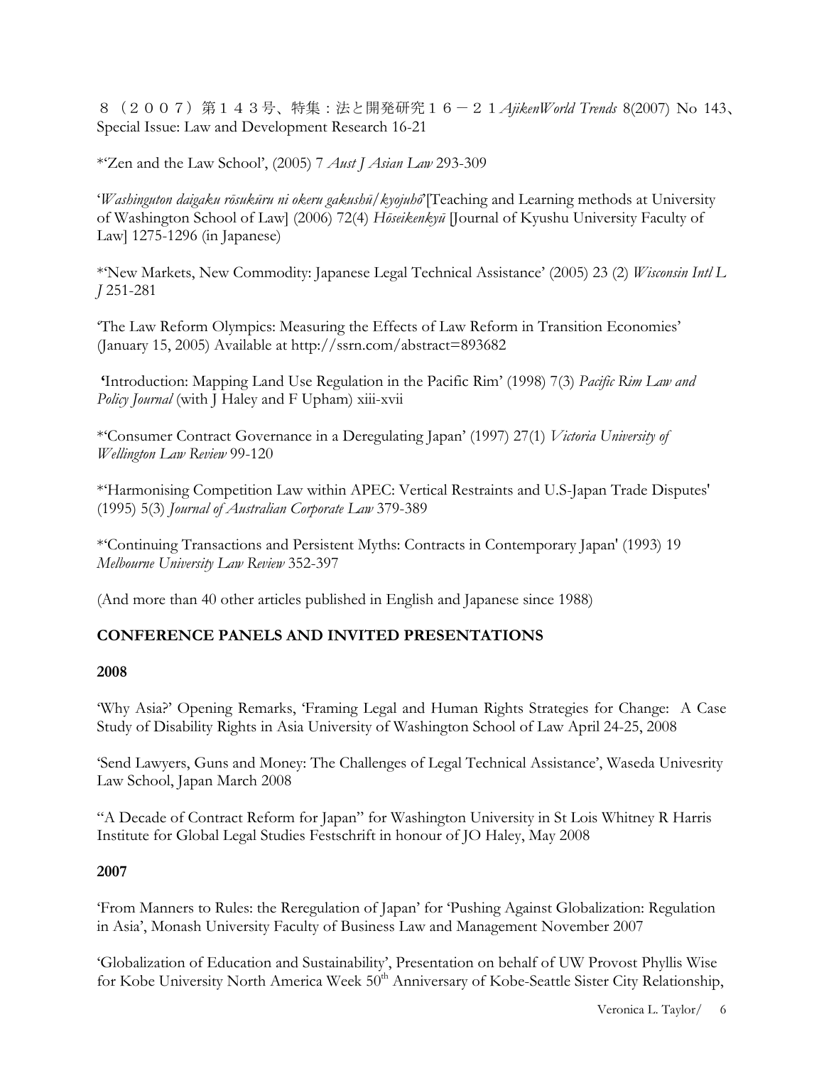８（２００７）第１４３号、特集：法と開発研究１６－２１ *AjikenWorld Trends* 8(2007) No 143、Special Issue: Law and Development Research 16-21

*'Zen and the Law School', (2005) 7 *Aust J Asian Law* 293-309

'*Washinguton daigaku rōsukūru ni okeru gakushū/kyojuhō*'[Teaching and Learning methods at University of Washington School of Law] (2006) 72(4) *Hōseikenkyū* [Journal of Kyushu University Faculty of Law] 1275-1296 (in Japanese)

*'New Markets, New Commodity: Japanese Legal Technical Assistance' (2005) 23 (2) *Wisconsin Intl L J* 251-281

'The Law Reform Olympics: Measuring the Effects of Law Reform in Transition Economies' (January 15, 2005) Available at http://ssrn.com/abstract=893682

**'**Introduction: Mapping Land Use Regulation in the Pacific Rim' (1998) 7(3) *Pacific Rim Law and Policy Journal* (with J Haley and F Upham) xiii-xvii

*'Consumer Contract Governance in a Deregulating Japan' (1997) 27(1) *Victoria University of Wellington Law Review* 99-120

*'Harmonising Competition Law within APEC: Vertical Restraints and U.S-Japan Trade Disputes' (1995) 5(3) *Journal of Australian Corporate Law* 379-389

*'Continuing Transactions and Persistent Myths: Contracts in Contemporary Japan' (1993) 19 *Melbourne University Law Review* 352-397

(And more than 40 other articles published in English and Japanese since 1988)

## CONFERENCE PANELS AND INVITED PRESENTATIONS

### 2008

'Why Asia?' Opening Remarks, 'Framing Legal and Human Rights Strategies for Change: A Case Study of Disability Rights in Asia University of Washington School of Law April 24-25, 2008

'Send Lawyers, Guns and Money: The Challenges of Legal Technical Assistance', Waseda Univesrity Law School, Japan March 2008

"A Decade of Contract Reform for Japan" for Washington University in St Lois Whitney R Harris Institute for Global Legal Studies Festschrift in honour of JO Haley, May 2008

### 2007

'From Manners to Rules: the Reregulation of Japan' for 'Pushing Against Globalization: Regulation in Asia', Monash University Faculty of Business Law and Management November 2007

'Globalization of Education and Sustainability', Presentation on behalf of UW Provost Phyllis Wise for Kobe University North America Week 50th Anniversary of Kobe-Seattle Sister City Relationship,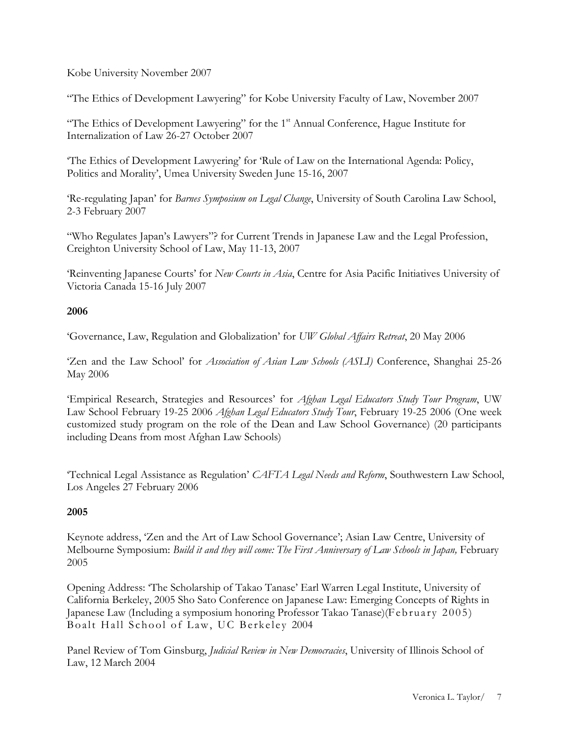Kobe University November 2007

"The Ethics of Development Lawyering" for Kobe University Faculty of Law, November 2007

"The Ethics of Development Lawyering" for the 1st Annual Conference, Hague Institute for Internalization of Law 26-27 October 2007

'The Ethics of Development Lawyering' for 'Rule of Law on the International Agenda: Policy, Politics and Morality', Umea University Sweden June 15-16, 2007

'Re-regulating Japan' for *Barnes Symposium on Legal Change*, University of South Carolina Law School, 2-3 February 2007

"Who Regulates Japan's Lawyers"? for Current Trends in Japanese Law and the Legal Profession, Creighton University School of Law, May 11-13, 2007

'Reinventing Japanese Courts' for *New Courts in Asia*, Centre for Asia Pacific Initiatives University of Victoria Canada 15-16 July 2007

**2006**

'Governance, Law, Regulation and Globalization' for *UW Global Affairs Retreat*, 20 May 2006

'Zen and the Law School' for *Association of Asian Law Schools (ASLI)* Conference, Shanghai 25-26 May 2006

'Empirical Research, Strategies and Resources' for *Afghan Legal Educators Study Tour Program*, UW Law School February 19-25 2006 *Afghan Legal Educators Study Tour*, February 19-25 2006 (One week customized study program on the role of the Dean and Law School Governance) (20 participants including Deans from most Afghan Law Schools)

'Technical Legal Assistance as Regulation' *CAFTA Legal Needs and Reform*, Southwestern Law School, Los Angeles 27 February 2006

**2005**

Keynote address, 'Zen and the Art of Law School Governance'; Asian Law Centre, University of Melbourne Symposium: *Build it and they will come: The First Anniversary of Law Schools in Japan,* February 2005

Opening Address: 'The Scholarship of Takao Tanase' Earl Warren Legal Institute, University of California Berkeley, 2005 Sho Sato Conference on Japanese Law: Emerging Concepts of Rights in Japanese Law (Including a symposium honoring Professor Takao Tanase)(February 2005) Boalt Hall School of Law, UC Berkeley 2004

Panel Review of Tom Ginsburg, *Judicial Review in New Democracies*, University of Illinois School of Law, 12 March 2004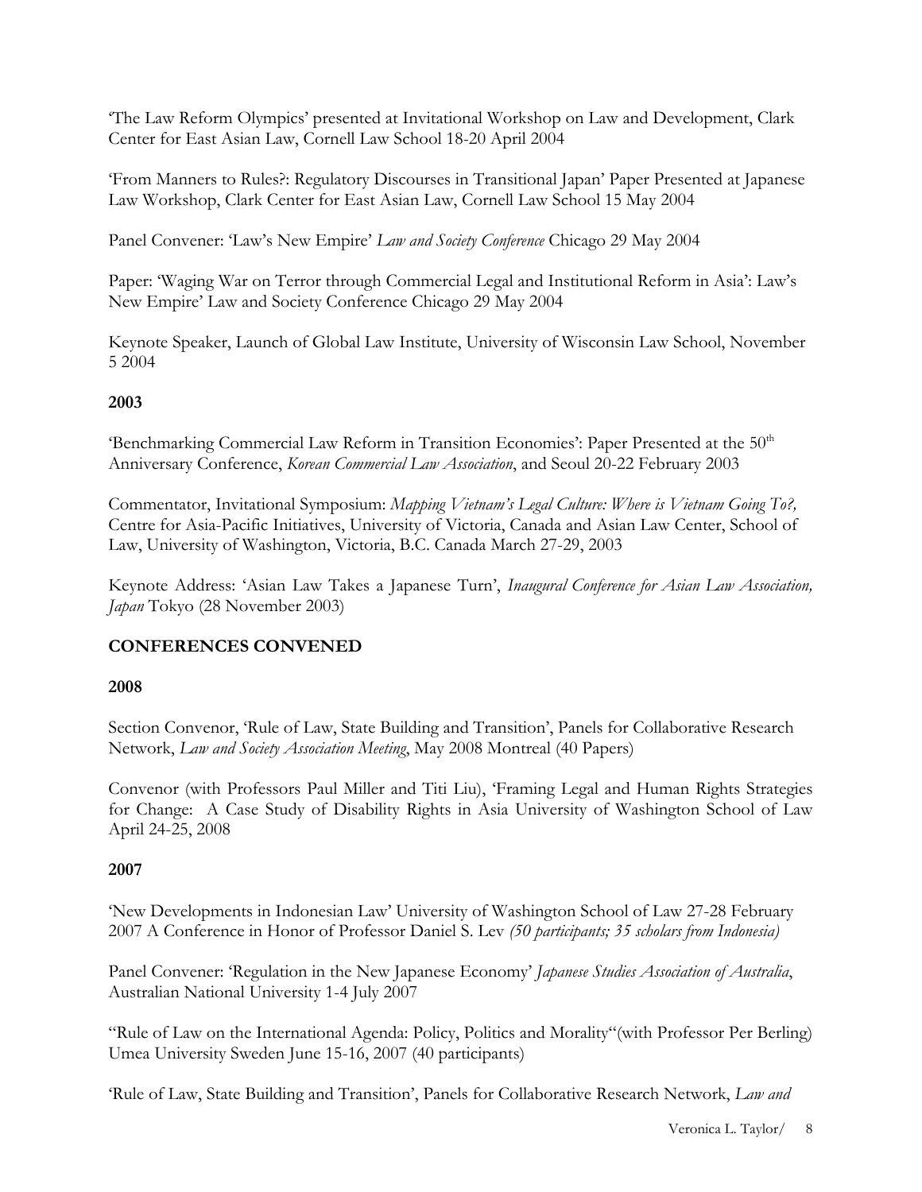'The Law Reform Olympics' presented at Invitational Workshop on Law and Development, Clark Center for East Asian Law, Cornell Law School 18-20 April 2004

'From Manners to Rules?: Regulatory Discourses in Transitional Japan' Paper Presented at Japanese Law Workshop, Clark Center for East Asian Law, Cornell Law School 15 May 2004

Panel Convener: 'Law's New Empire' *Law and Society Conference* Chicago 29 May 2004

Paper: 'Waging War on Terror through Commercial Legal and Institutional Reform in Asia': Law's New Empire' Law and Society Conference Chicago 29 May 2004

Keynote Speaker, Launch of Global Law Institute, University of Wisconsin Law School, November 5 2004

### 2003

'Benchmarking Commercial Law Reform in Transition Economies': Paper Presented at the 50th Anniversary Conference, *Korean Commercial Law Association*, and Seoul 20-22 February 2003

Commentator, Invitational Symposium: *Mapping Vietnam's Legal Culture: Where is Vietnam Going To?,* Centre for Asia-Pacific Initiatives, University of Victoria, Canada and Asian Law Center, School of Law, University of Washington, Victoria, B.C. Canada March 27-29, 2003

Keynote Address: 'Asian Law Takes a Japanese Turn', *Inaugural Conference for Asian Law Association, Japan* Tokyo (28 November 2003)

## CONFERENCES CONVENED

### 2008

Section Convenor, 'Rule of Law, State Building and Transition', Panels for Collaborative Research Network, *Law and Society Association Meeting*, May 2008 Montreal (40 Papers)

Convenor (with Professors Paul Miller and Titi Liu), 'Framing Legal and Human Rights Strategies for Change: A Case Study of Disability Rights in Asia University of Washington School of Law April 24-25, 2008

### 2007

'New Developments in Indonesian Law' University of Washington School of Law 27-28 February 2007 A Conference in Honor of Professor Daniel S. Lev *(50 participants; 35 scholars from Indonesia)*

Panel Convener: 'Regulation in the New Japanese Economy' *Japanese Studies Association of Australia*, Australian National University 1-4 July 2007

"Rule of Law on the International Agenda: Policy, Politics and Morality"(with Professor Per Berling) Umea University Sweden June 15-16, 2007 (40 participants)

'Rule of Law, State Building and Transition', Panels for Collaborative Research Network, *Law and*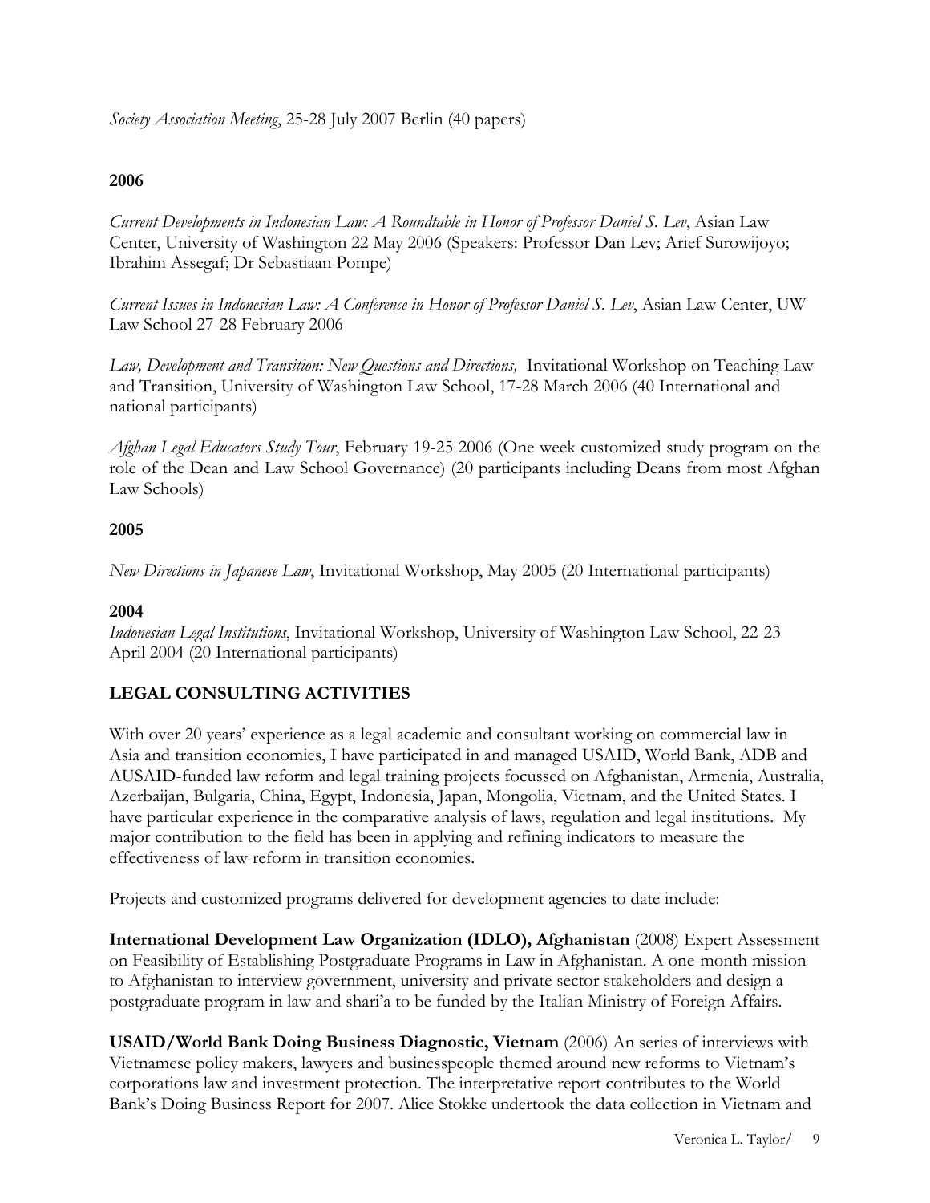*Society Association Meeting*, 25-28 July 2007 Berlin (40 papers)

**2006**

*Current Developments in Indonesian Law: A Roundtable in Honor of Professor Daniel S. Lev*, Asian Law Center, University of Washington 22 May 2006 (Speakers: Professor Dan Lev; Arief Surowijoyo; Ibrahim Assegaf; Dr Sebastiaan Pompe)

*Current Issues in Indonesian Law: A Conference in Honor of Professor Daniel S. Lev*, Asian Law Center, UW Law School 27-28 February 2006

*Law, Development and Transition: New Questions and Directions,* Invitational Workshop on Teaching Law and Transition, University of Washington Law School, 17-28 March 2006 (40 International and national participants)

*Afghan Legal Educators Study Tour*, February 19-25 2006 (One week customized study program on the role of the Dean and Law School Governance) (20 participants including Deans from most Afghan Law Schools)

**2005**

*New Directions in Japanese Law*, Invitational Workshop, May 2005 (20 International participants)

**2004**

*Indonesian Legal Institutions*, Invitational Workshop, University of Washington Law School, 22-23 April 2004 (20 International participants)

## LEGAL CONSULTING ACTIVITIES

With over 20 years' experience as a legal academic and consultant working on commercial law in Asia and transition economies, I have participated in and managed USAID, World Bank, ADB and AUSAID-funded law reform and legal training projects focussed on Afghanistan, Armenia, Australia, Azerbaijan, Bulgaria, China, Egypt, Indonesia, Japan, Mongolia, Vietnam, and the United States. I have particular experience in the comparative analysis of laws, regulation and legal institutions. My major contribution to the field has been in applying and refining indicators to measure the effectiveness of law reform in transition economies.

Projects and customized programs delivered for development agencies to date include:

**International Development Law Organization (IDLO), Afghanistan** (2008) Expert Assessment on Feasibility of Establishing Postgraduate Programs In Law in Afghanistan. A one-month mission to Afghanistan to interview government, university and private sector stakeholders and design a postgraduate program in law and shari'a to be funded by the Italian Ministry of Foreign Affairs.

**USAID/World Bank Doing Business Diagnostic, Vietnam** (2006) An series of interviews with Vietnamese policy makers, lawyers and businesspeople themed around new reforms to Vietnam's corporations law and investment protection. The interpretative report contributes to the World Bank's Doing Business Report for 2007. Alice Stokke undertook the data collection in Vietnam and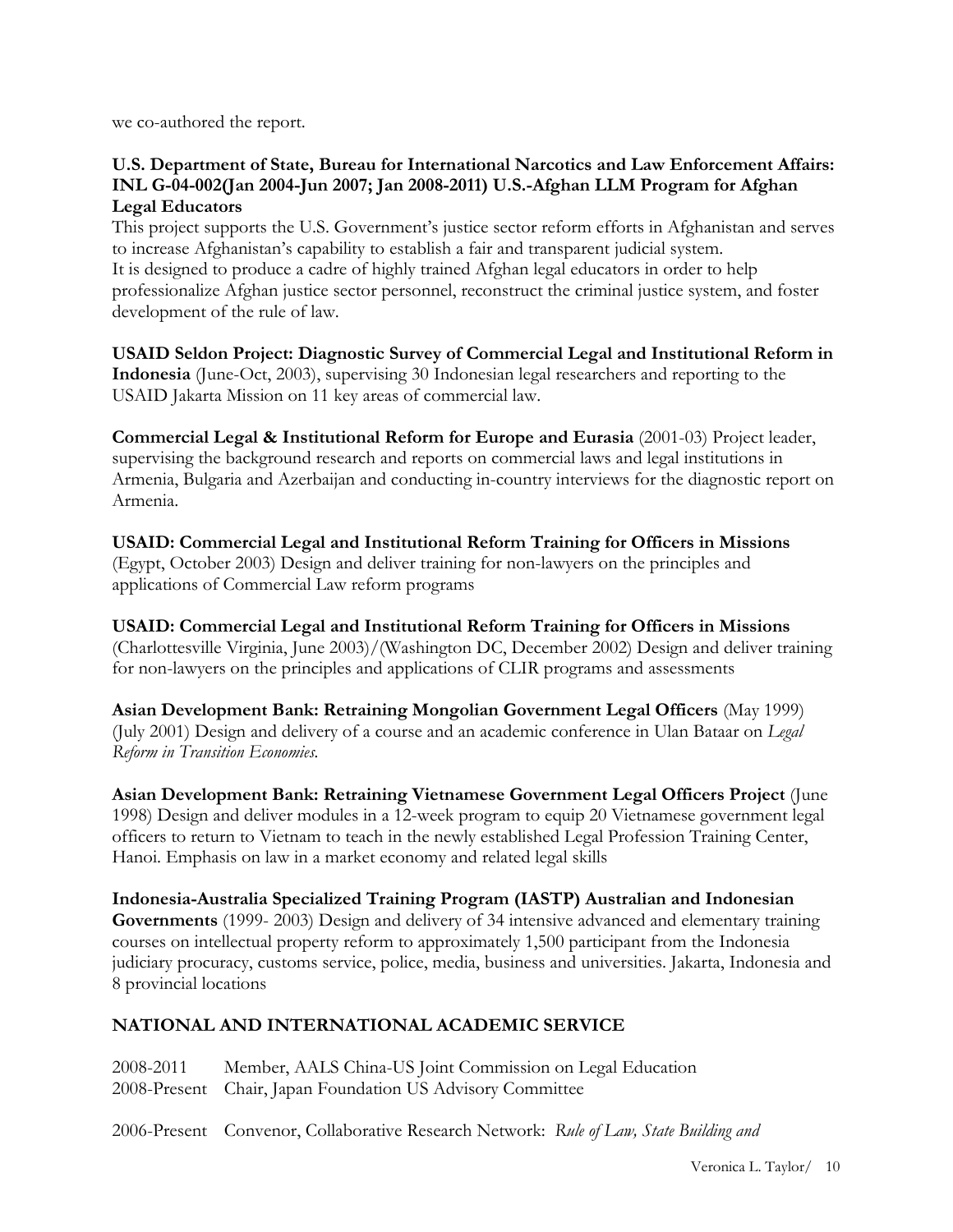we co-authored the report.

**U.S. Department of State, Bureau for International Narcotics and Law Enforcement Affairs: INL G-04-002(Jan 2004-Jun 2007; Jan 2008-2011) U.S.-Afghan LLM Program for Afghan Legal Educators**
This project supports the U.S. Government's justice sector reform efforts in Afghanistan and serves to increase Afghanistan's capability to establish a fair and transparent judicial system.
It is designed to produce a cadre of highly trained Afghan legal educators in order to help professionalize Afghan justice sector personnel, reconstruct the criminal justice system, and foster development of the rule of law.

**USAID Seldon Project: Diagnostic Survey of Commercial Legal and Institutional Reform in Indonesia** (June-Oct, 2003), supervising 30 Indonesian legal researchers and reporting to the USAID Jakarta Mission on 11 key areas of commercial law.

**Commercial Legal & Institutional Reform for Europe and Eurasia** (2001-03) Project leader, supervising the background research and reports on commercial laws and legal institutions in Armenia, Bulgaria and Azerbaijan and conducting in-country interviews for the diagnostic report on Armenia.

**USAID: Commercial Legal and Institutional Reform Training for Officers in Missions** (Egypt, October 2003) Design and deliver training for non-lawyers on the principles and applications of Commercial Law reform programs

**USAID: Commercial Legal and Institutional Reform Training for Officers in Missions** (Charlottesville Virginia, June 2003)/(Washington DC, December 2002) Design and deliver training for non-lawyers on the principles and applications of CLIR programs and assessments

**Asian Development Bank: Retraining Mongolian Government Legal Officers** (May 1999) (July 2001) Design and delivery of a course and an academic conference in Ulan Bataar on *Legal Reform in Transition Economies.*

**Asian Development Bank: Retraining Vietnamese Government Legal Officers Project** (June 1998) Design and deliver modules in a 12-week program to equip 20 Vietnamese government legal officers to return to Vietnam to teach in the newly established Legal Profession Training Center, Hanoi. Emphasis on law in a market economy and related legal skills

**Indonesia-Australia Specialized Training Program (IASTP) Australian and Indonesian Governments** (1999- 2003) Design and delivery of 34 intensive advanced and elementary training courses on intellectual property reform to approximately 1,500 participant from the Indonesia judiciary procuracy, customs service, police, media, business and universities. Jakarta, Indonesia and 8 provincial locations

## NATIONAL AND INTERNATIONAL ACADEMIC SERVICE

2008-2011 Member, AALS China-US Joint Commission on Legal Education
2008-Present Chair, Japan Foundation US Advisory Committee

2006-Present Convenor, Collaborative Research Network: *Rule of Law, State Building and*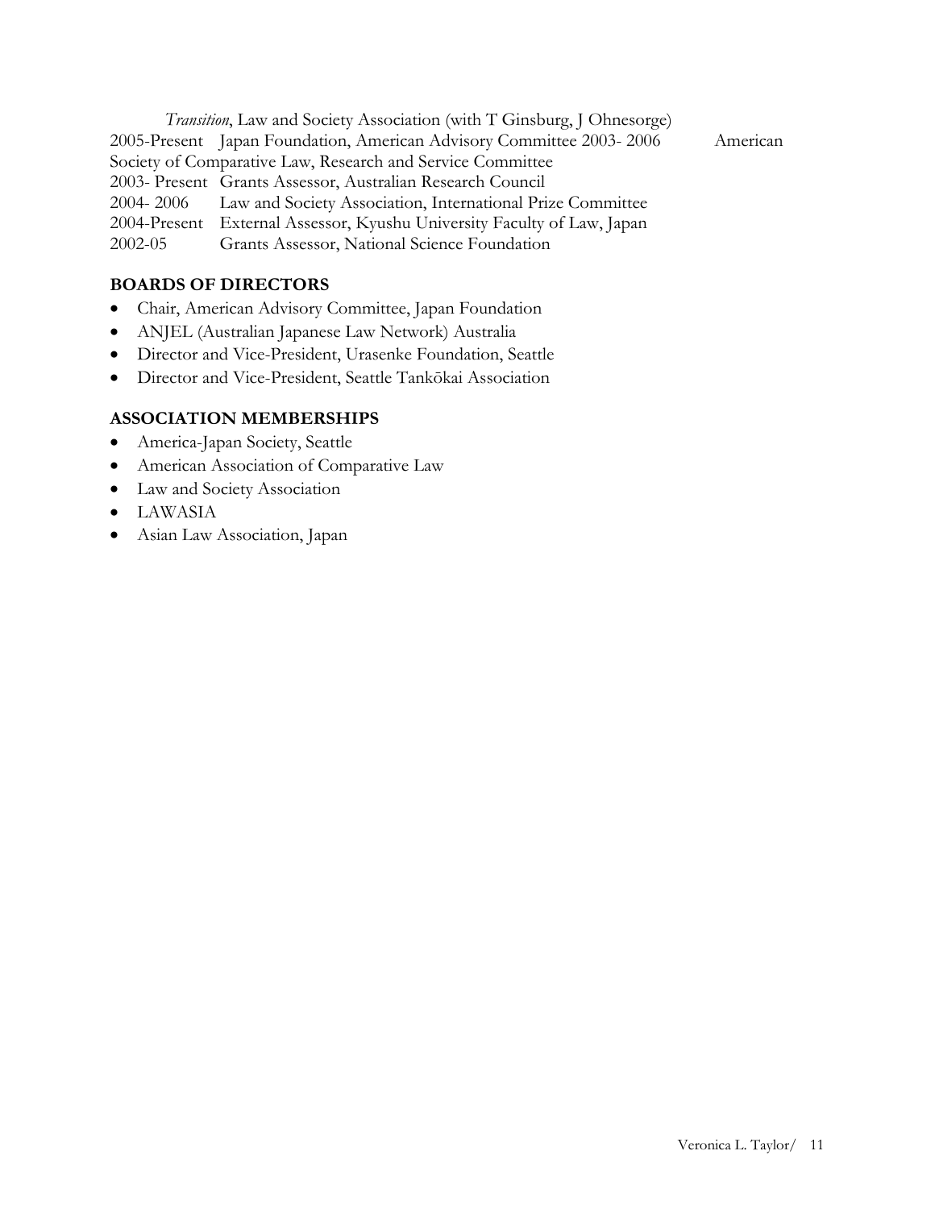*Transition*, Law and Society Association (with T Ginsburg, J Ohnesorge)

2005-Present Japan Foundation, American Advisory Committee 2003- 2006 American Society of Comparative Law, Research and Service Committee

2003- Present Grants Assessor, Australian Research Council

2004- 2006 Law and Society Association, International Prize Committee

2004-Present External Assessor, Kyushu University Faculty of Law, Japan

2002-05 Grants Assessor, National Science Foundation

**BOARDS OF DIRECTORS**

- Chair, American Advisory Committee, Japan Foundation
- ANJEL (Australian Japanese Law Network) Australia
- Director and Vice-President, Urasenke Foundation, Seattle
- Director and Vice-President, Seattle Tankōkai Association

**ASSOCIATION MEMBERSHIPS**

- America-Japan Society, Seattle
- American Association of Comparative Law
- Law and Society Association
- LAWASIA
- Asian Law Association, Japan